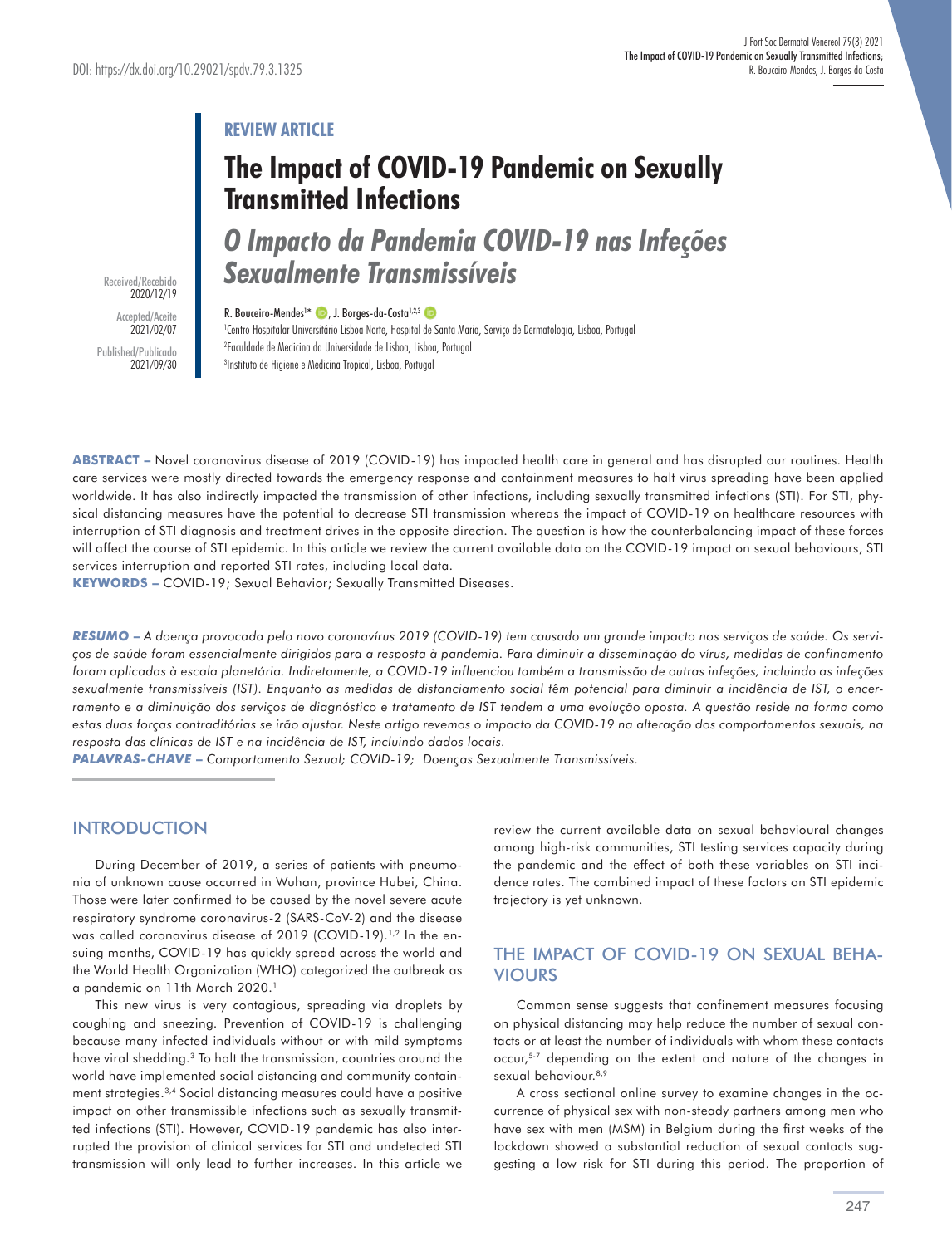DOI: https://dx.doi.org/10.29021/spdv.79.3.1325

**REVIEW ARTICLE**

# The Impact of COVID-19 Pandemic on Sexually Transmitted Infections

## *O Impacto da Pandemia COVID-19 nas Infeções Sexualmente Transmissíveis*

Received/Recebido 2020/12/19

Accepted/Aceite 2021/02/07

Published/Publicado 2021/09/30

R. Bouceiro-Mendes[1]*, J. Borges-da-Costa[1,2,3]

[1]Centro Hospitalar Universitário Lisboa Norte, Hospital de Santa Maria, Serviço de Dermatologia, Lisboa, Portugal
[2]Faculdade de Medicina da Universidade de Lisboa, Lisboa, Portugal
[3]Instituto de Higiene e Medicina Tropical, Lisboa, Portugal

**ABSTRACT –** Novel coronavirus disease of 2019 (COVID-19) has impacted health care in general and has disrupted our routines. Health care services were mostly directed towards the emergency response and containment measures to halt virus spreading have been applied worldwide. It has also indirectly impacted the transmission of other infections, including sexually transmitted infections (STI). For STI, physical distancing measures have the potential to decrease STI transmission whereas the impact of COVID-19 on healthcare resources with interruption of STI diagnosis and treatment drives in the opposite direction. The question is how the counterbalancing impact of these forces will affect the course of STI epidemic. In this article we review the current available data on the COVID-19 impact on sexual behaviours, STI services interruption and reported STI rates, including local data.

**KEYWORDS –** COVID-19; Sexual Behavior; Sexually Transmitted Diseases.

***RESUMO –*** *A doença provocada pelo novo coronavírus 2019 (COVID-19) tem causado um grande impacto nos serviços de saúde. Os serviços de saúde foram essencialmente dirigidos para a resposta à pandemia. Para diminuir a disseminação do vírus, medidas de confinamento foram aplicadas à escala planetária. Indiretamente, a COVID-19 influenciou também a transmissão de outras infeções, incluindo as infeções sexualmente transmissíveis (IST). Enquanto as medidas de distanciamento social têm potencial para diminuir a incidência de IST, o encerramento e a diminuição dos serviços de diagnóstico e tratamento de IST tendem a uma evolução oposta. A questão reside na forma como estas duas forças contraditórias se irão ajustar. Neste artigo revemos o impacto da COVID-19 na alteração dos comportamentos sexuais, na resposta das clínicas de IST e na incidência de IST, incluindo dados locais.*

***PALAVRAS-CHAVE –*** *Comportamento Sexual; COVID-19; Doenças Sexualmente Transmissíveis.*

## INTRODUCTION

During December of 2019, a series of patients with pneumonia of unknown cause occurred in Wuhan, province Hubei, China. Those were later confirmed to be caused by the novel severe acute respiratory syndrome coronavirus-2 (SARS-CoV-2) and the disease was called coronavirus disease of 2019 (COVID-19).[1,2] In the ensuing months, COVID-19 has quickly spread across the world and the World Health Organization (WHO) categorized the outbreak as a pandemic on 11th March 2020.[1]

This new virus is very contagious, spreading via droplets by coughing and sneezing. Prevention of COVID-19 is challenging because many infected individuals without or with mild symptoms have viral shedding.[3] To halt the transmission, countries around the world have implemented social distancing and community containment strategies.[3,4] Social distancing measures could have a positive impact on other transmissible infections such as sexually transmitted infections (STI). However, COVID-19 pandemic has also interrupted the provision of clinical services for STI and undetected STI transmission will only lead to further increases. In this article we review the current available data on sexual behavioural changes among high-risk communities, STI testing services capacity during the pandemic and the effect of both these variables on STI incidence rates. The combined impact of these factors on STI epidemic trajectory is yet unknown.

## THE IMPACT OF COVID-19 ON SEXUAL BEHAVIOURS

Common sense suggests that confinement measures focusing on physical distancing may help reduce the number of sexual contacts or at least the number of individuals with whom these contacts occur,[5-7] depending on the extent and nature of the changes in sexual behaviour.[8,9]

A cross sectional online survey to examine changes in the occurrence of physical sex with non-steady partners among men who have sex with men (MSM) in Belgium during the first weeks of the lockdown showed a substantial reduction of sexual contacts suggesting a low risk for STI during this period. The proportion of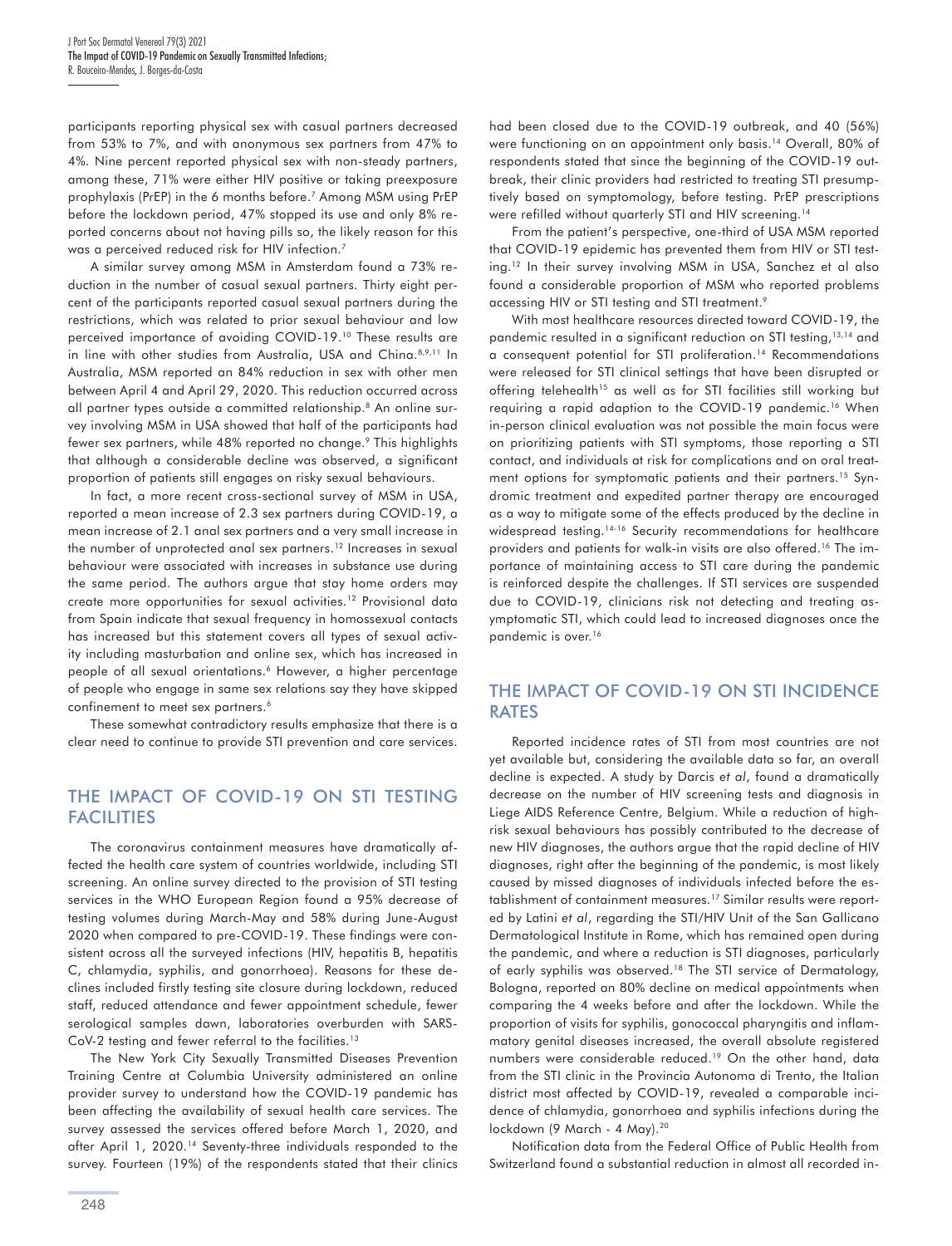participants reporting physical sex with casual partners decreased from 53% to 7%, and with anonymous sex partners from 47% to 4%. Nine percent reported physical sex with non-steady partners, among these, 71% were either HIV positive or taking preexposure prophylaxis (PrEP) in the 6 months before.[7] Among MSM using PrEP before the lockdown period, 47% stopped its use and only 8% reported concerns about not having pills so, the likely reason for this was a perceived reduced risk for HIV infection.[7]

A similar survey among MSM in Amsterdam found a 73% reduction in the number of casual sexual partners. Thirty eight percent of the participants reported casual sexual partners during the restrictions, which was related to prior sexual behaviour and low perceived importance of avoiding COVID-19.[10] These results are in line with other studies from Australia, USA and China.[8,9,11] In Australia, MSM reported an 84% reduction in sex with other men between April 4 and April 29, 2020. This reduction occurred across all partner types outside a committed relationship.[8] An online survey involving MSM in USA showed that half of the participants had fewer sex partners, while 48% reported no change.[9] This highlights that although a considerable decline was observed, a significant proportion of patients still engages on risky sexual behaviours.

In fact, a more recent cross-sectional survey of MSM in USA, reported a mean increase of 2.3 sex partners during COVID-19, a mean increase of 2.1 anal sex partners and a very small increase in the number of unprotected anal sex partners.[12] Increases in sexual behaviour were associated with increases in substance use during the same period. The authors argue that stay home orders may create more opportunities for sexual activities.[12] Provisional data from Spain indicate that sexual frequency in homossexual contacts has increased but this statement covers all types of sexual activity including masturbation and online sex, which has increased in people of all sexual orientations.[6] However, a higher percentage of people who engage in same sex relations say they have skipped confinement to meet sex partners.[6]

These somewhat contradictory results emphasize that there is a clear need to continue to provide STI prevention and care services.

## THE IMPACT OF COVID-19 ON STI TESTING FACILITIES

The coronavirus containment measures have dramatically affected the health care system of countries worldwide, including STI screening. An online survey directed to the provision of STI testing services in the WHO European Region found a 95% decrease of testing volumes during March-May and 58% during June-August 2020 when compared to pre-COVID-19. These findings were consistent across all the surveyed infections (HIV, hepatitis B, hepatitis C, chlamydia, syphilis, and gonorrhoea). Reasons for these declines included firstly testing site closure during lockdown, reduced staff, reduced attendance and fewer appointment schedule, fewer serological samples dawn, laboratories overburden with SARS-CoV-2 testing and fewer referral to the facilities.[13]

The New York City Sexually Transmitted Diseases Prevention Training Centre at Columbia University administered an online provider survey to understand how the COVID-19 pandemic has been affecting the availability of sexual health care services. The survey assessed the services offered before March 1, 2020, and after April 1, 2020.[14] Seventy-three individuals responded to the survey. Fourteen (19%) of the respondents stated that their clinics had been closed due to the COVID-19 outbreak, and 40 (56%) were functioning on an appointment only basis.[14] Overall, 80% of respondents stated that since the beginning of the COVID-19 outbreak, their clinic providers had restricted to treating STI presumptively based on symptomology, before testing. PrEP prescriptions were refilled without quarterly STI and HIV screening.[14]

From the patient's perspective, one-third of USA MSM reported that COVID-19 epidemic has prevented them from HIV or STI testing.[12] In their survey involving MSM in USA, Sanchez et al also found a considerable proportion of MSM who reported problems accessing HIV or STI testing and STI treatment.[9]

With most healthcare resources directed toward COVID-19, the pandemic resulted in a significant reduction on STI testing,[13,14] and a consequent potential for STI proliferation.[14] Recommendations were released for STI clinical settings that have been disrupted or offering telehealth[15] as well as for STI facilities still working but requiring a rapid adaption to the COVID-19 pandemic.[16] When in-person clinical evaluation was not possible the main focus were on prioritizing patients with STI symptoms, those reporting a STI contact, and individuals at risk for complications and on oral treatment options for symptomatic patients and their partners.[15] Syndromic treatment and expedited partner therapy are encouraged as a way to mitigate some of the effects produced by the decline in widespread testing.[14-16] Security recommendations for healthcare providers and patients for walk-in visits are also offered.[16] The importance of maintaining access to STI care during the pandemic is reinforced despite the challenges. If STI services are suspended due to COVID-19, clinicians risk not detecting and treating asymptomatic STI, which could lead to increased diagnoses once the pandemic is over.[16]

## THE IMPACT OF COVID-19 ON STI INCIDENCE RATES

Reported incidence rates of STI from most countries are not yet available but, considering the available data so far, an overall decline is expected. A study by Darcis *et al*, found a dramatically decrease on the number of HIV screening tests and diagnosis in Liege AIDS Reference Centre, Belgium. While a reduction of high-risk sexual behaviours has possibly contributed to the decrease of new HIV diagnoses, the authors argue that the rapid decline of HIV diagnoses, right after the beginning of the pandemic, is most likely caused by missed diagnoses of individuals infected before the establishment of containment measures.[17] Similar results were reported by Latini *et al*, regarding the STI/HIV Unit of the San Gallicano Dermatological Institute in Rome, which has remained open during the pandemic, and where a reduction is STI diagnoses, particularly of early syphilis was observed.[18] The STI service of Dermatology, Bologna, reported an 80% decline on medical appointments when comparing the 4 weeks before and after the lockdown. While the proportion of visits for syphilis, gonococcal pharyngitis and inflammatory genital diseases increased, the overall absolute registered numbers were considerable reduced.[19] On the other hand, data from the STI clinic in the Provincia Autonoma di Trento, the Italian district most affected by COVID-19, revealed a comparable incidence of chlamydia, gonorrhoea and syphilis infections during the lockdown (9 March - 4 May).[20]

Notification data from the Federal Office of Public Health from Switzerland found a substantial reduction in almost all recorded in-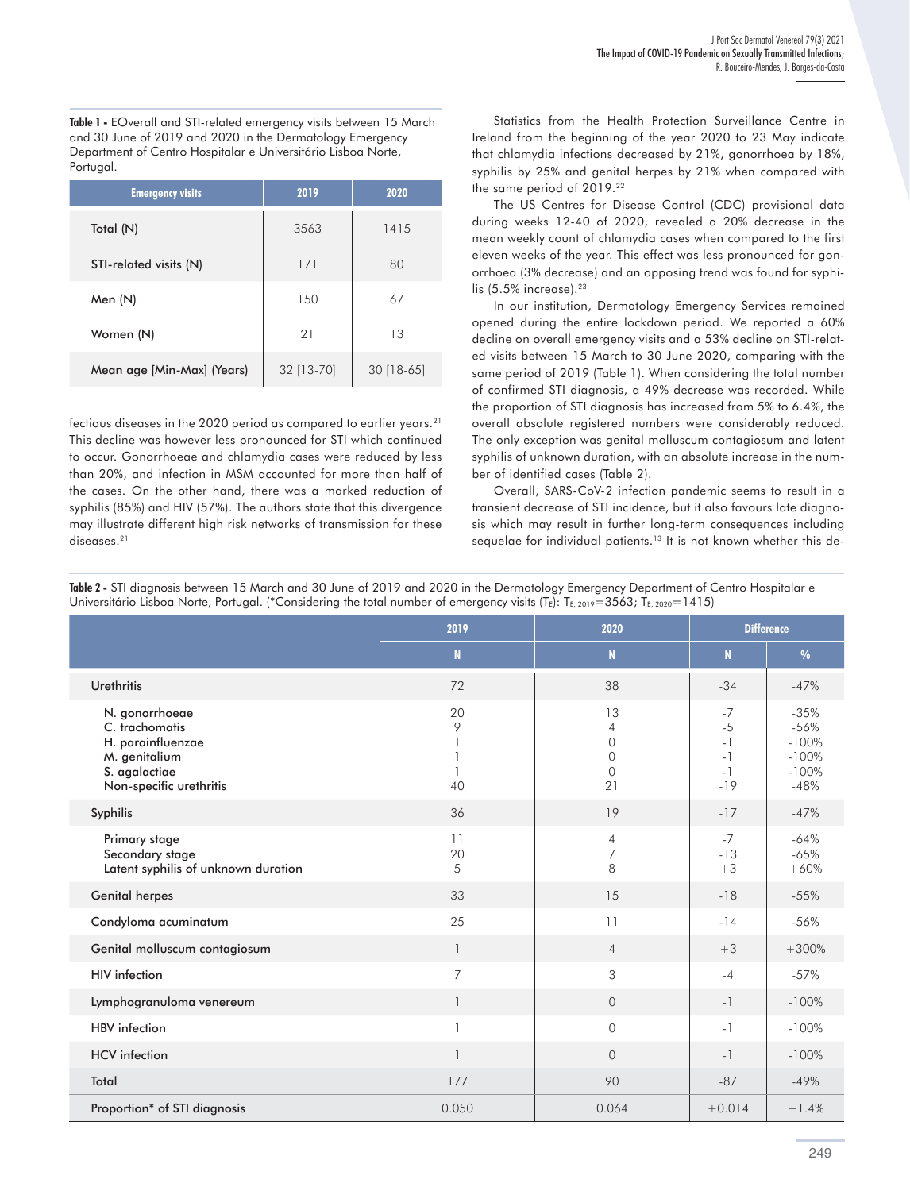**Table 1 -** EOverall and STI-related emergency visits between 15 March and 30 June of 2019 and 2020 in the Dermatology Emergency Department of Centro Hospitalar e Universitário Lisboa Norte, Portugal.

| Emergency visits | 2019 | 2020 |
|---|---|---|
| Total (N) | 3563 | 1415 |
| STI-related visits (N) | 171 | 80 |
| Men (N) | 150 | 67 |
| Women (N) | 21 | 13 |
| Mean age [Min-Max] (Years) | 32 [13-70] | 30 [18-65] |

fectious diseases in the 2020 period as compared to earlier years.[21] This decline was however less pronounced for STI which continued to occur. Gonorrhoeae and chlamydia cases were reduced by less than 20%, and infection in MSM accounted for more than half of the cases. On the other hand, there was a marked reduction of syphilis (85%) and HIV (57%). The authors state that this divergence may illustrate different high risk networks of transmission for these diseases.[21]

Statistics from the Health Protection Surveillance Centre in Ireland from the beginning of the year 2020 to 23 May indicate that chlamydia infections decreased by 21%, gonorrhoea by 18%, syphilis by 25% and genital herpes by 21% when compared with the same period of 2019.[22]

The US Centres for Disease Control (CDC) provisional data during weeks 12-40 of 2020, revealed a 20% decrease in the mean weekly count of chlamydia cases when compared to the first eleven weeks of the year. This effect was less pronounced for gonorrhoea (3% decrease) and an opposing trend was found for syphilis (5.5% increase).[23]

In our institution, Dermatology Emergency Services remained opened during the entire lockdown period. We reported a 60% decline on overall emergency visits and a 53% decline on STI-related visits between 15 March to 30 June 2020, comparing with the same period of 2019 (Table 1). When considering the total number of confirmed STI diagnosis, a 49% decrease was recorded. While the proportion of STI diagnosis has increased from 5% to 6.4%, the overall absolute registered numbers were considerably reduced. The only exception was genital molluscum contagiosum and latent syphilis of unknown duration, with an absolute increase in the number of identified cases (Table 2).

Overall, SARS-CoV-2 infection pandemic seems to result in a transient decrease of STI incidence, but it also favours late diagnosis which may result in further long-term consequences including sequelae for individual patients.[13] It is not known whether this de-

**Table 2 -** STI diagnosis between 15 March and 30 June of 2019 and 2020 in the Dermatology Emergency Department of Centro Hospitalar e Universitário Lisboa Norte, Portugal. (*Considering the total number of emergency visits ($T_E$): $T_{E,\,2019}$=3563; $T_{E,\,2020}$=1415)

| | 2019 | 2020 | Difference | |
|---|---|---|---|---|
| | N | N | N | % |
| Urethritis | 72 | 38 | -34 | -47% |
| N. gonorrhoeae | 20 | 13 | -7 | -35% |
| C. trachomatis | 9 | 4 | -5 | -56% |
| H. parainfluenzae | 1 | 0 | -1 | -100% |
| M. genitalium | 1 | 0 | -1 | -100% |
| S. agalactiae | 1 | 0 | -1 | -100% |
| Non-specific urethritis | 40 | 21 | -19 | -48% |
| Syphilis | 36 | 19 | -17 | -47% |
| Primary stage | 11 | 4 | -7 | -64% |
| Secondary stage | 20 | 7 | -13 | -65% |
| Latent syphilis of unknown duration | 5 | 8 | +3 | +60% |
| Genital herpes | 33 | 15 | -18 | -55% |
| Condyloma acuminatum | 25 | 11 | -14 | -56% |
| Genital molluscum contagiosum | 1 | 4 | +3 | +300% |
| HIV infection | 7 | 3 | -4 | -57% |
| Lymphogranuloma venereum | 1 | 0 | -1 | -100% |
| HBV infection | 1 | 0 | -1 | -100% |
| HCV infection | 1 | 0 | -1 | -100% |
| Total | 177 | 90 | -87 | -49% |
| Proportion* of STI diagnosis | 0.050 | 0.064 | +0.014 | +1.4% |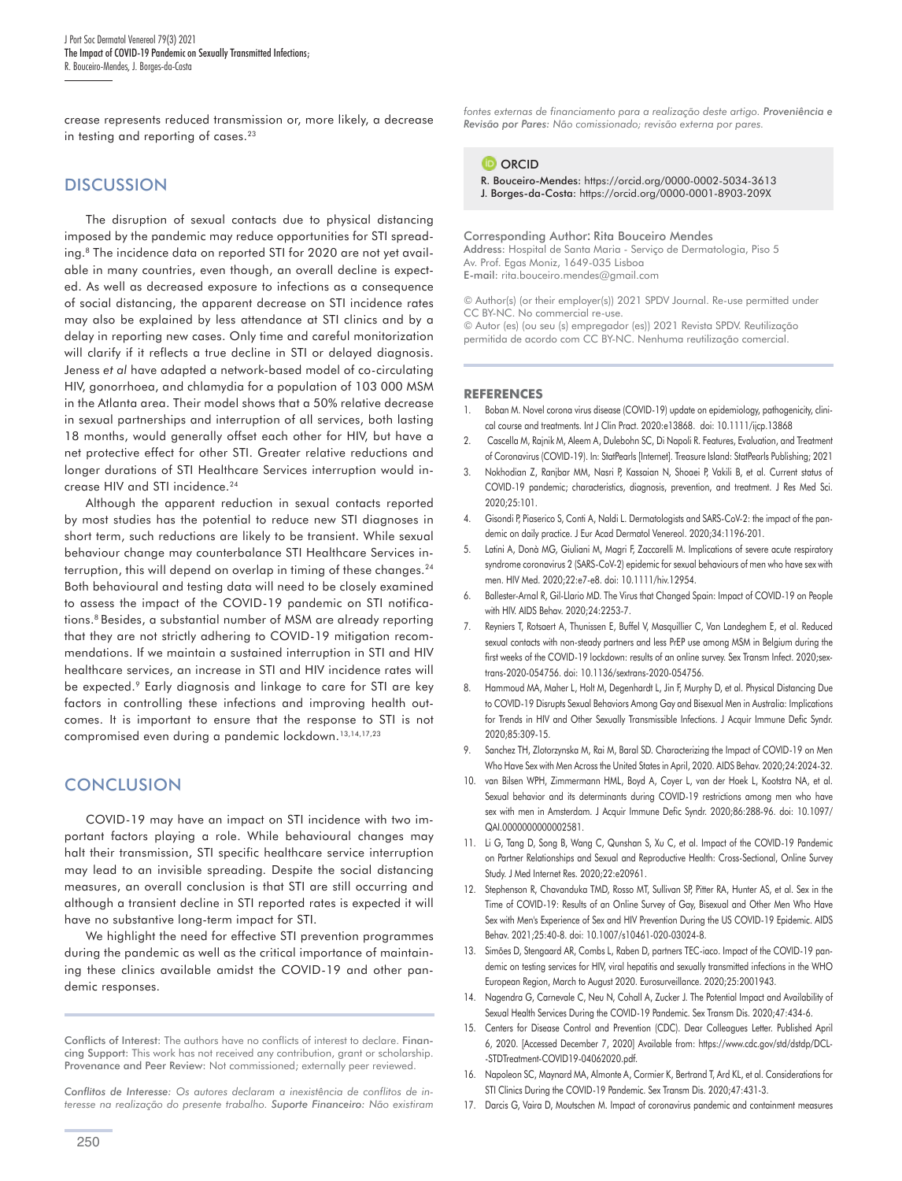crease represents reduced transmission or, more likely, a decrease in testing and reporting of cases.[23]

## DISCUSSION

The disruption of sexual contacts due to physical distancing imposed by the pandemic may reduce opportunities for STI spreading.[8] The incidence data on reported STI for 2020 are not yet available in many countries, even though, an overall decline is expected. As well as decreased exposure to infections as a consequence of social distancing, the apparent decrease on STI incidence rates may also be explained by less attendance at STI clinics and by a delay in reporting new cases. Only time and careful monitorization will clarify if it reflects a true decline in STI or delayed diagnosis. Jeness *et al* have adapted a network-based model of co-circulating HIV, gonorrhoea, and chlamydia for a population of 103 000 MSM in the Atlanta area. Their model shows that a 50% relative decrease in sexual partnerships and interruption of all services, both lasting 18 months, would generally offset each other for HIV, but have a net protective effect for other STI. Greater relative reductions and longer durations of STI Healthcare Services interruption would increase HIV and STI incidence.[24]

Although the apparent reduction in sexual contacts reported by most studies has the potential to reduce new STI diagnoses in short term, such reductions are likely to be transient. While sexual behaviour change may counterbalance STI Healthcare Services interruption, this will depend on overlap in timing of these changes.[24] Both behavioural and testing data will need to be closely examined to assess the impact of the COVID-19 pandemic on STI notifications.[8] Besides, a substantial number of MSM are already reporting that they are not strictly adhering to COVID-19 mitigation recommendations. If we maintain a sustained interruption in STI and HIV healthcare services, an increase in STI and HIV incidence rates will be expected.[9] Early diagnosis and linkage to care for STI are key factors in controlling these infections and improving health outcomes. It is important to ensure that the response to STI is not compromised even during a pandemic lockdown.[13,14,17,23]

## CONCLUSION

COVID-19 may have an impact on STI incidence with two important factors playing a role. While behavioural changes may halt their transmission, STI specific healthcare service interruption may lead to an invisible spreading. Despite the social distancing measures, an overall conclusion is that STI are still occurring and although a transient decline in STI reported rates is expected it will have no substantive long-term impact for STI.

We highlight the need for effective STI prevention programmes during the pandemic as well as the critical importance of maintaining these clinics available amidst the COVID-19 and other pandemic responses.

**Conflicts of Interest**: The authors have no conflicts of interest to declare. **Financing Support**: This work has not received any contribution, grant or scholarship. **Provenance and Peer Review**: Not commissioned; externally peer reviewed.

*Conflitos de Interesse: Os autores declaram a inexistência de conflitos de interesse na realização do presente trabalho. **Suporte Financeiro:** Não existiram fontes externas de financiamento para a realização deste artigo. **Proveniência e Revisão por Pares:** Não comissionado; revisão externa por pares.*

**ORCID**

R. Bouceiro-Mendes: https://orcid.org/0000-0002-5034-3613
J. Borges-da-Costa: https://orcid.org/0000-0001-8903-209X

**Corresponding Author:** Rita Bouceiro Mendes
**Address:** Hospital de Santa Maria - Serviço de Dermatologia, Piso 5
Av. Prof. Egas Moniz, 1649-035 Lisboa
**E-mail:** rita.bouceiro.mendes@gmail.com

© Author(s) (or their employer(s)) 2021 SPDV Journal. Re-use permitted under CC BY-NC. No commercial re-use.
© Autor (es) (ou seu (s) empregador (es)) 2021 Revista SPDV. Reutilização permitida de acordo com CC BY-NC. Nenhuma reutilização comercial.

### REFERENCES

1. Boban M. Novel corona virus disease (COVID-19) update on epidemiology, pathogenicity, clinical course and treatments. Int J Clin Pract. 2020:e13868. doi: 10.1111/ijcp.13868
2. Cascella M, Rajnik M, Aleem A, Dulebohn SC, Di Napoli R. Features, Evaluation, and Treatment of Coronavirus (COVID-19). In: StatPearls [Internet]. Treasure Island: StatPearls Publishing; 2021
3. Nokhodian Z, Ranjbar MM, Nasri P, Kassaian N, Shoaei P, Vakili B, et al. Current status of COVID-19 pandemic; characteristics, diagnosis, prevention, and treatment. J Res Med Sci. 2020;25:101.
4. Gisondi P, Piaserico S, Conti A, Naldi L. Dermatologists and SARS-CoV-2: the impact of the pandemic on daily practice. J Eur Acad Dermatol Venereol. 2020;34:1196-201.
5. Latini A, Donà MG, Giuliani M, Magri F, Zaccarelli M. Implications of severe acute respiratory syndrome coronavirus 2 (SARS-CoV-2) epidemic for sexual behaviours of men who have sex with men. HIV Med. 2020;22:e7-e8. doi: 10.1111/hiv.12954.
6. Ballester-Arnal R, Gil-Llario MD. The Virus that Changed Spain: Impact of COVID-19 on People with HIV. AIDS Behav. 2020;24:2253-7.
7. Reyniers T, Rotsaert A, Thunissen E, Buffel V, Masquillier C, Van Landeghem E, et al. Reduced sexual contacts with non-steady partners and less PrEP use among MSM in Belgium during the first weeks of the COVID-19 lockdown: results of an online survey. Sex Transm Infect. 2020;sextrans-2020-054756. doi: 10.1136/sextrans-2020-054756.
8. Hammoud MA, Maher L, Holt M, Degenhardt L, Jin F, Murphy D, et al. Physical Distancing Due to COVID-19 Disrupts Sexual Behaviors Among Gay and Bisexual Men in Australia: Implications for Trends in HIV and Other Sexually Transmissible Infections. J Acquir Immune Defic Syndr. 2020;85:309-15.
9. Sanchez TH, Zlotorzynska M, Rai M, Baral SD. Characterizing the Impact of COVID-19 on Men Who Have Sex with Men Across the United States in April, 2020. AIDS Behav. 2020;24:2024-32.
10. van Bilsen WPH, Zimmermann HML, Boyd A, Coyer L, van der Hoek L, Kootstra NA, et al. Sexual behavior and its determinants during COVID-19 restrictions among men who have sex with men in Amsterdam. J Acquir Immune Defic Syndr. 2020;86:288-96. doi: 10.1097/QAI.0000000000002581.
11. Li G, Tang D, Song B, Wang C, Qunshan S, Xu C, et al. Impact of the COVID-19 Pandemic on Partner Relationships and Sexual and Reproductive Health: Cross-Sectional, Online Survey Study. J Med Internet Res. 2020;22:e20961.
12. Stephenson R, Chavanduka TMD, Rosso MT, Sullivan SP, Pitter RA, Hunter AS, et al. Sex in the Time of COVID-19: Results of an Online Survey of Gay, Bisexual and Other Men Who Have Sex with Men's Experience of Sex and HIV Prevention During the US COVID-19 Epidemic. AIDS Behav. 2021;25:40-8. doi: 10.1007/s10461-020-03024-8.
13. Simões D, Stengaard AR, Combs L, Raben D, partners TEC-iaco. Impact of the COVID-19 pandemic on testing services for HIV, viral hepatitis and sexually transmitted infections in the WHO European Region, March to August 2020. Eurosurveillance. 2020;25:2001943.
14. Nagendra G, Carnevale C, Neu N, Cohall A, Zucker J. The Potential Impact and Availability of Sexual Health Services During the COVID-19 Pandemic. Sex Transm Dis. 2020;47:434-6.
15. Centers for Disease Control and Prevention (CDC). Dear Colleagues Letter. Published April 6, 2020. [Accessed December 7, 2020] Available from: https://www.cdc.gov/std/dstdp/DCL--STDTreatment-COVID19-04062020.pdf.
16. Napoleon SC, Maynard MA, Almonte A, Cormier K, Bertrand T, Ard KL, et al. Considerations for STI Clinics During the COVID-19 Pandemic. Sex Transm Dis. 2020;47:431-3.
17. Darcis G, Vaira D, Moutschen M. Impact of coronavirus pandemic and containment measures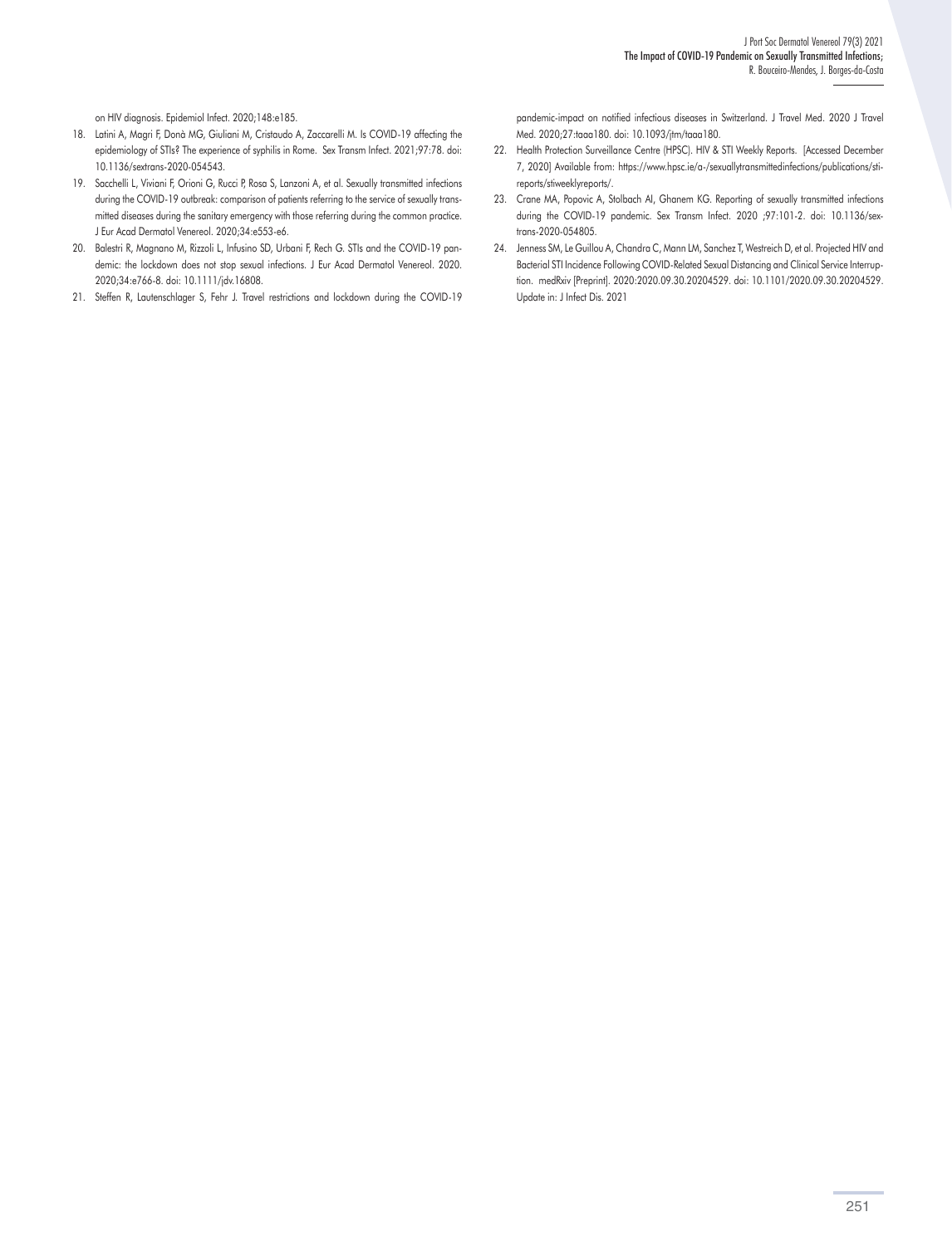on HIV diagnosis. Epidemiol Infect. 2020;148:e185.

18. Latini A, Magri F, Donà MG, Giuliani M, Cristaudo A, Zaccarelli M. Is COVID-19 affecting the epidemiology of STIs? The experience of syphilis in Rome. Sex Transm Infect. 2021;97:78. doi: 10.1136/sextrans-2020-054543.
19. Sacchelli L, Viviani F, Orioni G, Rucci P, Rosa S, Lanzoni A, et al. Sexually transmitted infections during the COVID-19 outbreak: comparison of patients referring to the service of sexually transmitted diseases during the sanitary emergency with those referring during the common practice. J Eur Acad Dermatol Venereol. 2020;34:e553-e6.
20. Balestri R, Magnano M, Rizzoli L, Infusino SD, Urbani F, Rech G. STIs and the COVID-19 pandemic: the lockdown does not stop sexual infections. J Eur Acad Dermatol Venereol. 2020. 2020;34:e766-8. doi: 10.1111/jdv.16808.
21. Steffen R, Lautenschlager S, Fehr J. Travel restrictions and lockdown during the COVID-19 pandemic-impact on notified infectious diseases in Switzerland. J Travel Med. 2020 J Travel Med. 2020;27:taaa180. doi: 10.1093/jtm/taaa180.
22. Health Protection Surveillance Centre (HPSC). HIV & STI Weekly Reports. [Accessed December 7, 2020] Available from: https://www.hpsc.ie/a-/sexuallytransmittedinfections/publications/sti-reports/stiweeklyreports/.
23. Crane MA, Popovic A, Stolbach AI, Ghanem KG. Reporting of sexually transmitted infections during the COVID-19 pandemic. Sex Transm Infect. 2020 ;97:101-2. doi: 10.1136/sextrans-2020-054805.
24. Jenness SM, Le Guillou A, Chandra C, Mann LM, Sanchez T, Westreich D, et al. Projected HIV and Bacterial STI Incidence Following COVID-Related Sexual Distancing and Clinical Service Interruption. medRxiv [Preprint]. 2020:2020.09.30.20204529. doi: 10.1101/2020.09.30.20204529. Update in: J Infect Dis. 2021